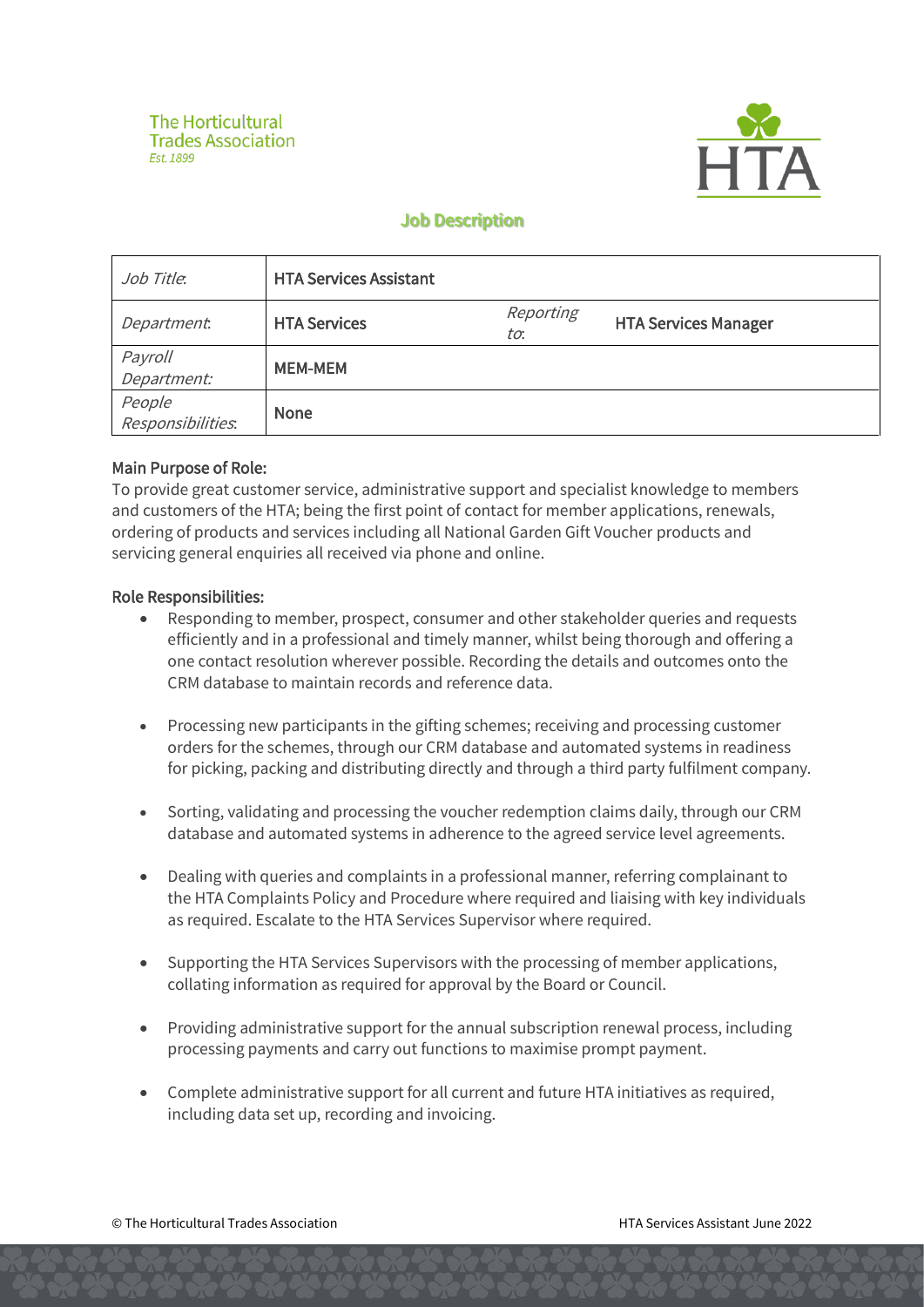The Horticultural Trades Association
*Est. 1899*

HTA

# Job Description

| *Job Title*: | **HTA Services Assistant** | | |
|---|---|---|---|
| *Department*: | **HTA Services** | *Reporting to*: | **HTA Services Manager** |
| *Payroll Department:* | **MEM-MEM** | | |
| *People Responsibilities*: | **None** | | |

## Main Purpose of Role:

To provide great customer service, administrative support and specialist knowledge to members and customers of the HTA; being the first point of contact for member applications, renewals, ordering of products and services including all National Garden Gift Voucher products and servicing general enquiries all received via phone and online.

## Role Responsibilities:

- Responding to member, prospect, consumer and other stakeholder queries and requests efficiently and in a professional and timely manner, whilst being thorough and offering a one contact resolution wherever possible. Recording the details and outcomes onto the CRM database to maintain records and reference data.

- Processing new participants in the gifting schemes; receiving and processing customer orders for the schemes, through our CRM database and automated systems in readiness for picking, packing and distributing directly and through a third party fulfilment company.

- Sorting, validating and processing the voucher redemption claims daily, through our CRM database and automated systems in adherence to the agreed service level agreements.

- Dealing with queries and complaints in a professional manner, referring complainant to the HTA Complaints Policy and Procedure where required and liaising with key individuals as required. Escalate to the HTA Services Supervisor where required.

- Supporting the HTA Services Supervisors with the processing of member applications, collating information as required for approval by the Board or Council.

- Providing administrative support for the annual subscription renewal process, including processing payments and carry out functions to maximise prompt payment.

- Complete administrative support for all current and future HTA initiatives as required, including data set up, recording and invoicing.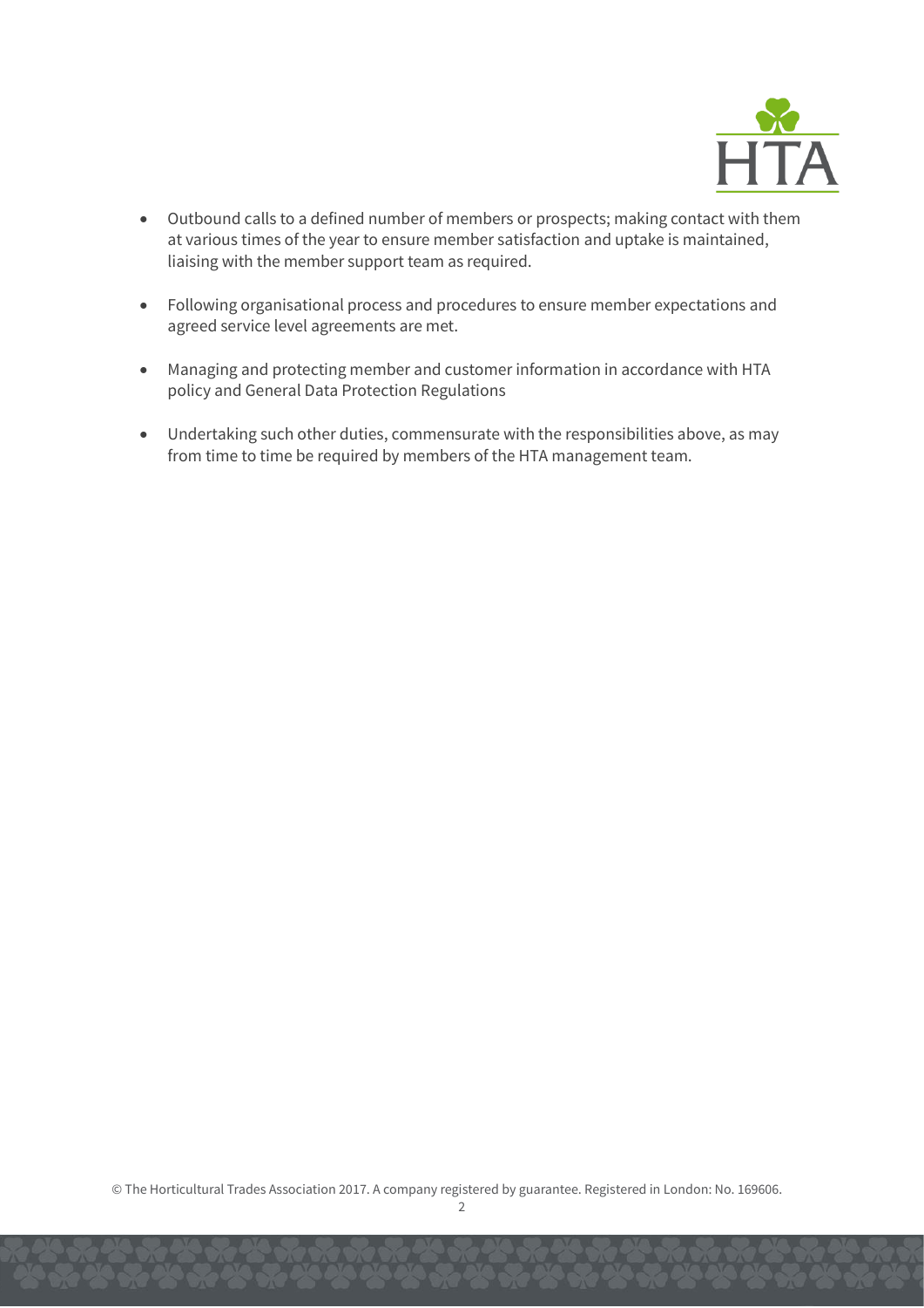- Outbound calls to a defined number of members or prospects; making contact with them at various times of the year to ensure member satisfaction and uptake is maintained, liaising with the member support team as required.

- Following organisational process and procedures to ensure member expectations and agreed service level agreements are met.

- Managing and protecting member and customer information in accordance with HTA policy and General Data Protection Regulations

- Undertaking such other duties, commensurate with the responsibilities above, as may from time to time be required by members of the HTA management team.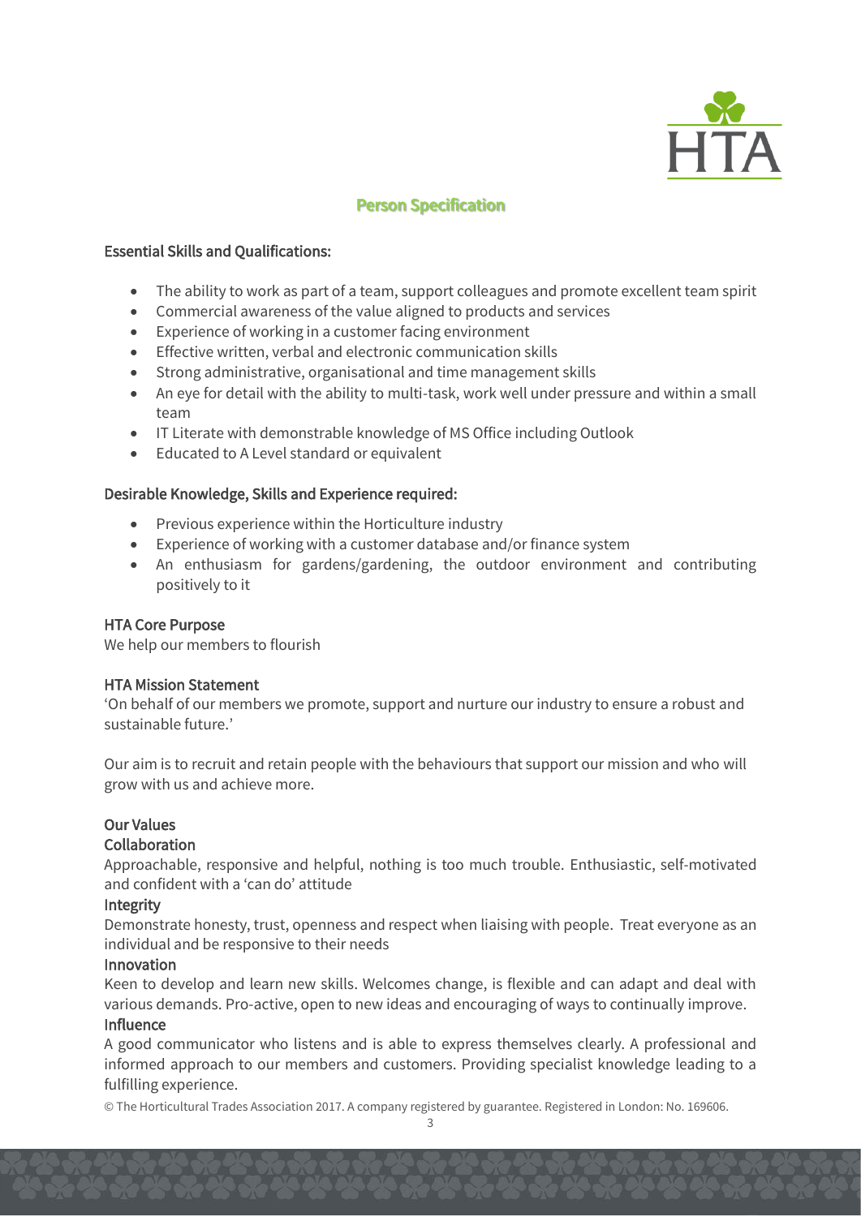## Person Specification

### Essential Skills and Qualifications:

- The ability to work as part of a team, support colleagues and promote excellent team spirit
- Commercial awareness of the value aligned to products and services
- Experience of working in a customer facing environment
- Effective written, verbal and electronic communication skills
- Strong administrative, organisational and time management skills
- An eye for detail with the ability to multi-task, work well under pressure and within a small team
- IT Literate with demonstrable knowledge of MS Office including Outlook
- Educated to A Level standard or equivalent

### Desirable Knowledge, Skills and Experience required:

- Previous experience within the Horticulture industry
- Experience of working with a customer database and/or finance system
- An enthusiasm for gardens/gardening, the outdoor environment and contributing positively to it

### HTA Core Purpose

We help our members to flourish

### HTA Mission Statement

'On behalf of our members we promote, support and nurture our industry to ensure a robust and sustainable future.'

Our aim is to recruit and retain people with the behaviours that support our mission and who will grow with us and achieve more.

### Our Values

#### Collaboration

Approachable, responsive and helpful, nothing is too much trouble. Enthusiastic, self-motivated and confident with a 'can do' attitude

#### Integrity

Demonstrate honesty, trust, openness and respect when liaising with people. Treat everyone as an individual and be responsive to their needs

#### Innovation

Keen to develop and learn new skills. Welcomes change, is flexible and can adapt and deal with various demands. Pro-active, open to new ideas and encouraging of ways to continually improve.

#### Influence

A good communicator who listens and is able to express themselves clearly. A professional and informed approach to our members and customers. Providing specialist knowledge leading to a fulfilling experience.

© The Horticultural Trades Association 2017. A company registered by guarantee. Registered in London: No. 169606.